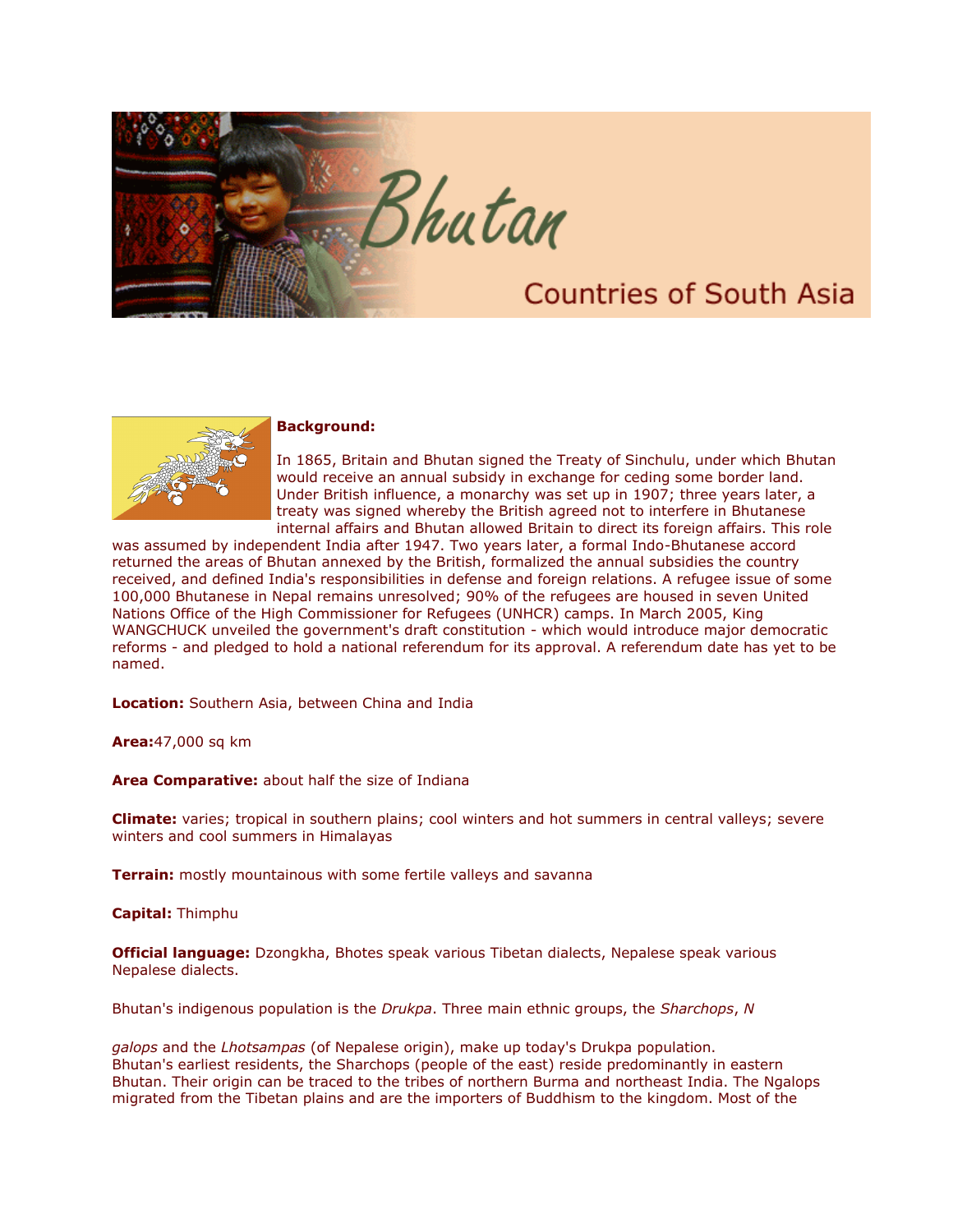# Bhutan

## Countries of South Asia

**Background:**

In 1865, Britain and Bhutan signed the Treaty of Sinchulu, under which Bhutan would receive an annual subsidy in exchange for ceding some border land. Under British influence, a monarchy was set up in 1907; three years later, a treaty was signed whereby the British agreed not to interfere in Bhutanese internal affairs and Bhutan allowed Britain to direct its foreign affairs. This role was assumed by independent India after 1947. Two years later, a formal Indo-Bhutanese accord returned the areas of Bhutan annexed by the British, formalized the annual subsidies the country received, and defined India's responsibilities in defense and foreign relations. A refugee issue of some 100,000 Bhutanese in Nepal remains unresolved; 90% of the refugees are housed in seven United Nations Office of the High Commissioner for Refugees (UNHCR) camps. In March 2005, King WANGCHUCK unveiled the government's draft constitution - which would introduce major democratic reforms - and pledged to hold a national referendum for its approval. A referendum date has yet to be named.

**Location:** Southern Asia, between China and India

**Area:**47,000 sq km

**Area Comparative:** about half the size of Indiana

**Climate:** varies; tropical in southern plains; cool winters and hot summers in central valleys; severe winters and cool summers in Himalayas

**Terrain:** mostly mountainous with some fertile valleys and savanna

**Capital:** Thimphu

**Official language:** Dzongkha, Bhotes speak various Tibetan dialects, Nepalese speak various Nepalese dialects.

Bhutan's indigenous population is the *Drukpa*. Three main ethnic groups, the *Sharchops*, *Ngalops* and the *Lhotsampas* (of Nepalese origin), make up today's Drukpa population. Bhutan's earliest residents, the Sharchops (people of the east) reside predominantly in eastern Bhutan. Their origin can be traced to the tribes of northern Burma and northeast India. The Ngalops migrated from the Tibetan plains and are the importers of Buddhism to the kingdom. Most of the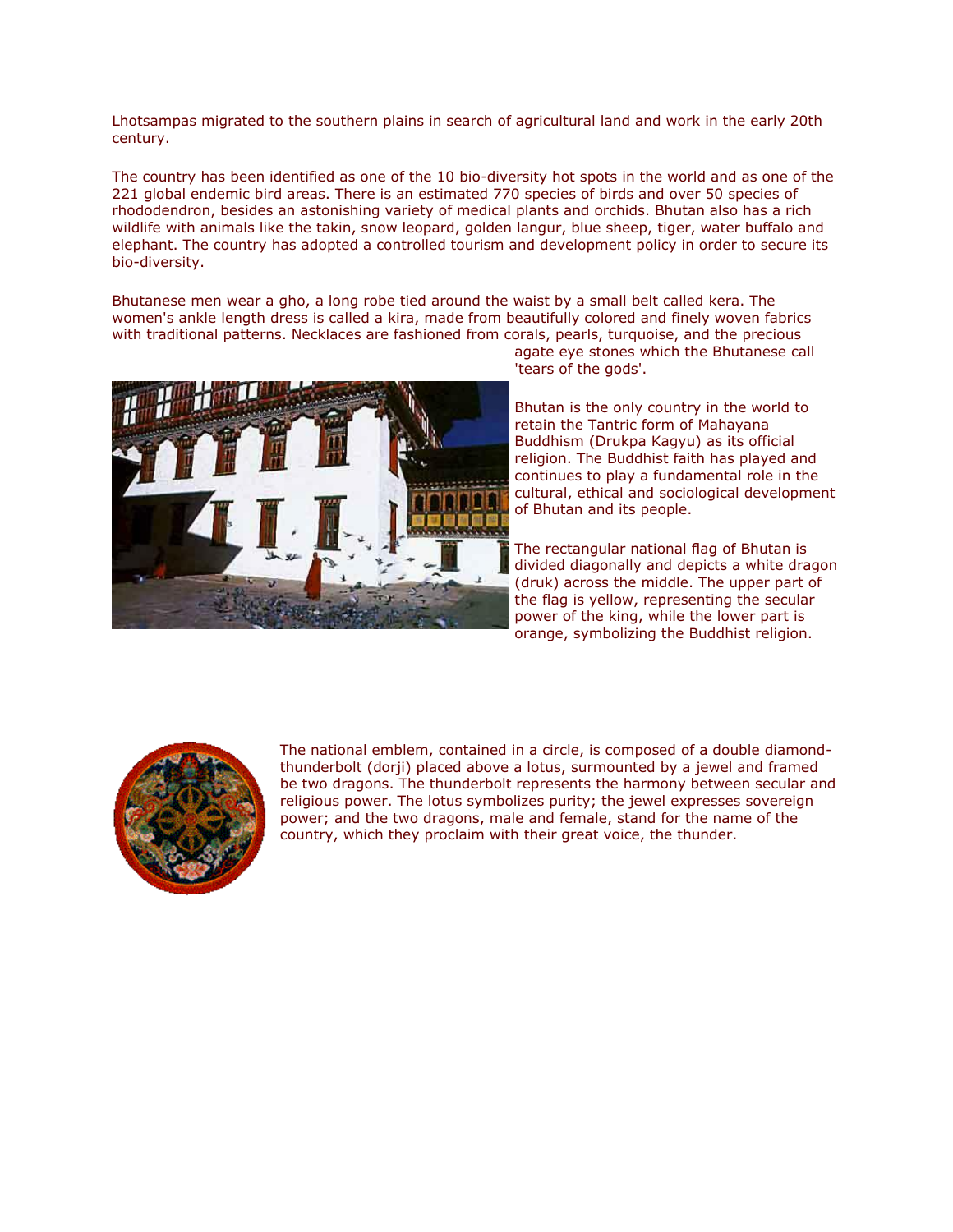Lhotsampas migrated to the southern plains in search of agricultural land and work in the early 20th century.

The country has been identified as one of the 10 bio-diversity hot spots in the world and as one of the 221 global endemic bird areas. There is an estimated 770 species of birds and over 50 species of rhododendron, besides an astonishing variety of medical plants and orchids. Bhutan also has a rich wildlife with animals like the takin, snow leopard, golden langur, blue sheep, tiger, water buffalo and elephant. The country has adopted a controlled tourism and development policy in order to secure its bio-diversity.

Bhutanese men wear a gho, a long robe tied around the waist by a small belt called kera. The women's ankle length dress is called a kira, made from beautifully colored and finely woven fabrics with traditional patterns. Necklaces are fashioned from corals, pearls, turquoise, and the precious agate eye stones which the Bhutanese call 'tears of the gods'.

Bhutan is the only country in the world to retain the Tantric form of Mahayana Buddhism (Drukpa Kagyu) as its official religion. The Buddhist faith has played and continues to play a fundamental role in the cultural, ethical and sociological development of Bhutan and its people.

The rectangular national flag of Bhutan is divided diagonally and depicts a white dragon (druk) across the middle. The upper part of the flag is yellow, representing the secular power of the king, while the lower part is orange, symbolizing the Buddhist religion.

The national emblem, contained in a circle, is composed of a double diamond-thunderbolt (dorji) placed above a lotus, surmounted by a jewel and framed be two dragons. The thunderbolt represents the harmony between secular and religious power. The lotus symbolizes purity; the jewel expresses sovereign power; and the two dragons, male and female, stand for the name of the country, which they proclaim with their great voice, the thunder.